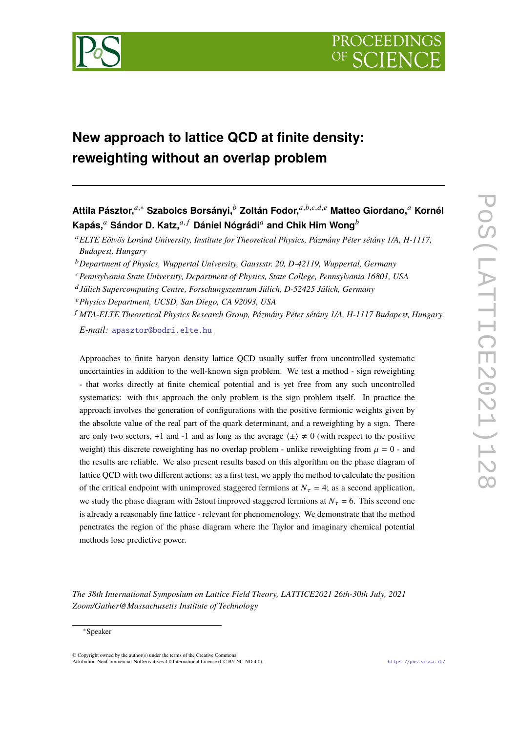# New approach to lattice QCD at finite density: reweighting without an overlap problem

**Attila Pásztor,[a,*] Szabolcs Borsányi,[b] Zoltán Fodor,[a,b,c,d,e] Matteo Giordano,[a] Kornél Kapás,[a] Sándor D. Katz,[a,f] Dániel Nógrádi[a] and Chik Him Wong[b]**

[a] *ELTE Eötvös Loránd University, Institute for Theoretical Physics, Pázmány Péter sétány 1/A, H-1117, Budapest, Hungary*

[b] *Department of Physics, Wuppertal University, Gaussstr. 20, D-42119, Wuppertal, Germany*

[c] *Pennsylvania State University, Department of Physics, State College, Pennsylvania 16801, USA*

[d] *Jülich Supercomputing Centre, Forschungszentrum Jülich, D-52425 Jülich, Germany*

[e] *Physics Department, UCSD, San Diego, CA 92093, USA*

[f] *MTA-ELTE Theoretical Physics Research Group, Pázmány Péter sétány 1/A, H-1117 Budapest, Hungary.*

*E-mail:* apasztor@bodri.elte.hu

Approaches to finite baryon density lattice QCD usually suffer from uncontrolled systematic uncertainties in addition to the well-known sign problem. We test a method - sign reweighting - that works directly at finite chemical potential and is yet free from any such uncontrolled systematics: with this approach the only problem is the sign problem itself. In practice the approach involves the generation of configurations with the positive fermionic weights given by the absolute value of the real part of the quark determinant, and a reweighting by a sign. There are only two sectors, +1 and -1 and as long as the average $\langle \pm \rangle \neq 0$ (with respect to the positive weight) this discrete reweighting has no overlap problem - unlike reweighting from $\mu = 0$ - and the results are reliable. We also present results based on this algorithm on the phase diagram of lattice QCD with two different actions: as a first test, we apply the method to calculate the position of the critical endpoint with unimproved staggered fermions at $N_\tau = 4$; as a second application, we study the phase diagram with 2stout improved staggered fermions at $N_\tau = 6$. This second one is already a reasonably fine lattice - relevant for phenomenology. We demonstrate that the method penetrates the region of the phase diagram where the Taylor and imaginary chemical potential methods lose predictive power.

*The 38th International Symposium on Lattice Field Theory, LATTICE2021 26th-30th July, 2021 Zoom/Gather@Massachusetts Institute of Technology*

*Speaker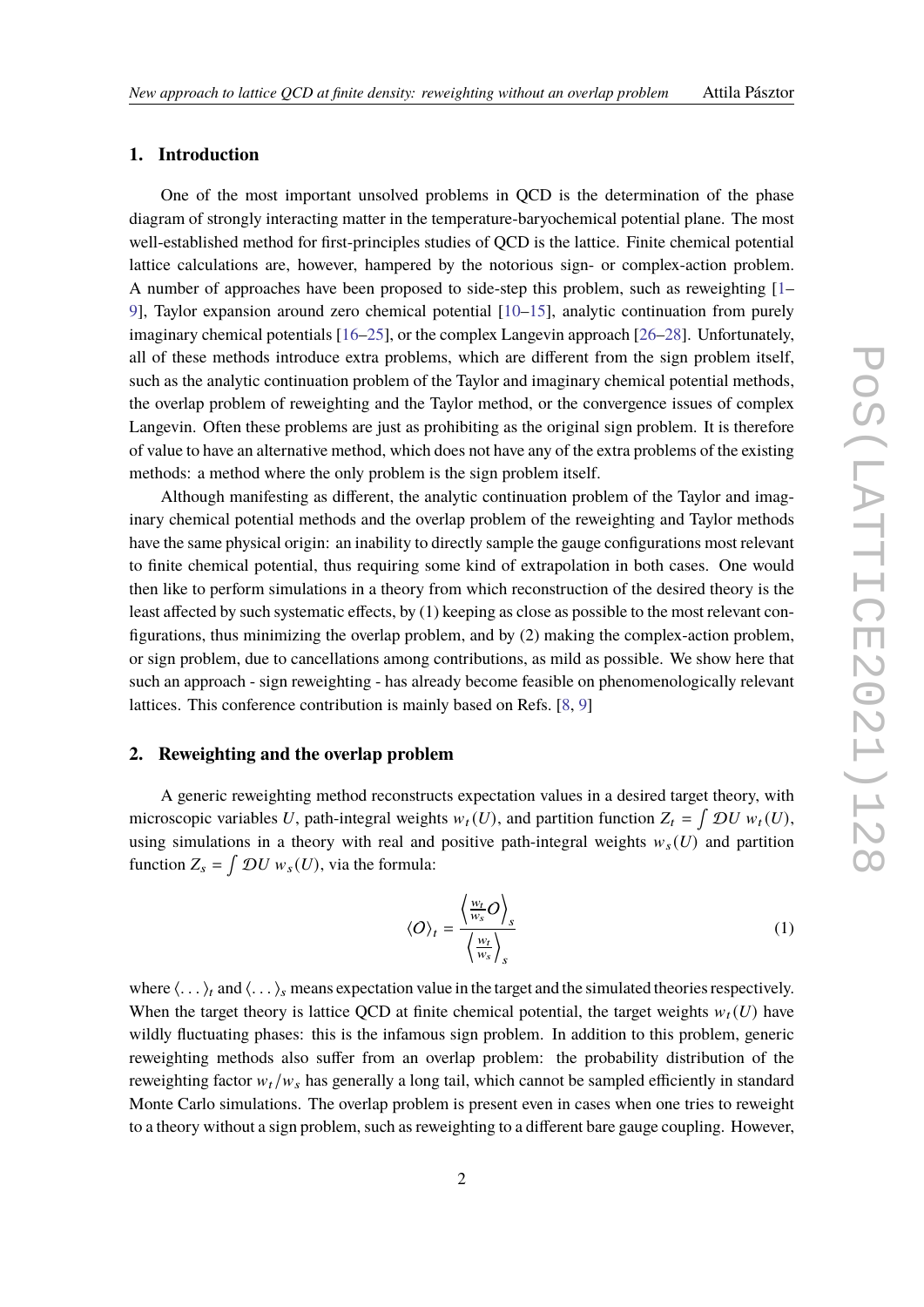## 1. Introduction

One of the most important unsolved problems in QCD is the determination of the phase diagram of strongly interacting matter in the temperature-baryochemical potential plane. The most well-established method for first-principles studies of QCD is the lattice. Finite chemical potential lattice calculations are, however, hampered by the notorious sign- or complex-action problem. A number of approaches have been proposed to side-step this problem, such as reweighting [1–9], Taylor expansion around zero chemical potential [10–15], analytic continuation from purely imaginary chemical potentials [16–25], or the complex Langevin approach [26–28]. Unfortunately, all of these methods introduce extra problems, which are different from the sign problem itself, such as the analytic continuation problem of the Taylor and imaginary chemical potential methods, the overlap problem of reweighting and the Taylor method, or the convergence issues of complex Langevin. Often these problems are just as prohibiting as the original sign problem. It is therefore of value to have an alternative method, which does not have any of the extra problems of the existing methods: a method where the only problem is the sign problem itself.

Although manifesting as different, the analytic continuation problem of the Taylor and imaginary chemical potential methods and the overlap problem of the reweighting and Taylor methods have the same physical origin: an inability to directly sample the gauge configurations most relevant to finite chemical potential, thus requiring some kind of extrapolation in both cases. One would then like to perform simulations in a theory from which reconstruction of the desired theory is the least affected by such systematic effects, by (1) keeping as close as possible to the most relevant configurations, thus minimizing the overlap problem, and by (2) making the complex-action problem, or sign problem, due to cancellations among contributions, as mild as possible. We show here that such an approach - sign reweighting - has already become feasible on phenomenologically relevant lattices. This conference contribution is mainly based on Refs. [8, 9]

## 2. Reweighting and the overlap problem

A generic reweighting method reconstructs expectation values in a desired target theory, with microscopic variables $U$, path-integral weights $w_t(U)$, and partition function $Z_t = \int \mathcal{D}U \; w_t(U)$, using simulations in a theory with real and positive path-integral weights $w_s(U)$ and partition function $Z_s = \int \mathcal{D}U \; w_s(U)$, via the formula:

$$\langle O \rangle_t = \frac{\left\langle \frac{w_t}{w_s} O \right\rangle_s}{\left\langle \frac{w_t}{w_s} \right\rangle_s} \tag{1}$$

where $\langle \dots \rangle_t$ and $\langle \dots \rangle_s$ means expectation value in the target and the simulated theories respectively. When the target theory is lattice QCD at finite chemical potential, the target weights $w_t(U)$ have wildly fluctuating phases: this is the infamous sign problem. In addition to this problem, generic reweighting methods also suffer from an overlap problem: the probability distribution of the reweighting factor $w_t/w_s$ has generally a long tail, which cannot be sampled efficiently in standard Monte Carlo simulations. The overlap problem is present even in cases when one tries to reweight to a theory without a sign problem, such as reweighting to a different bare gauge coupling. However,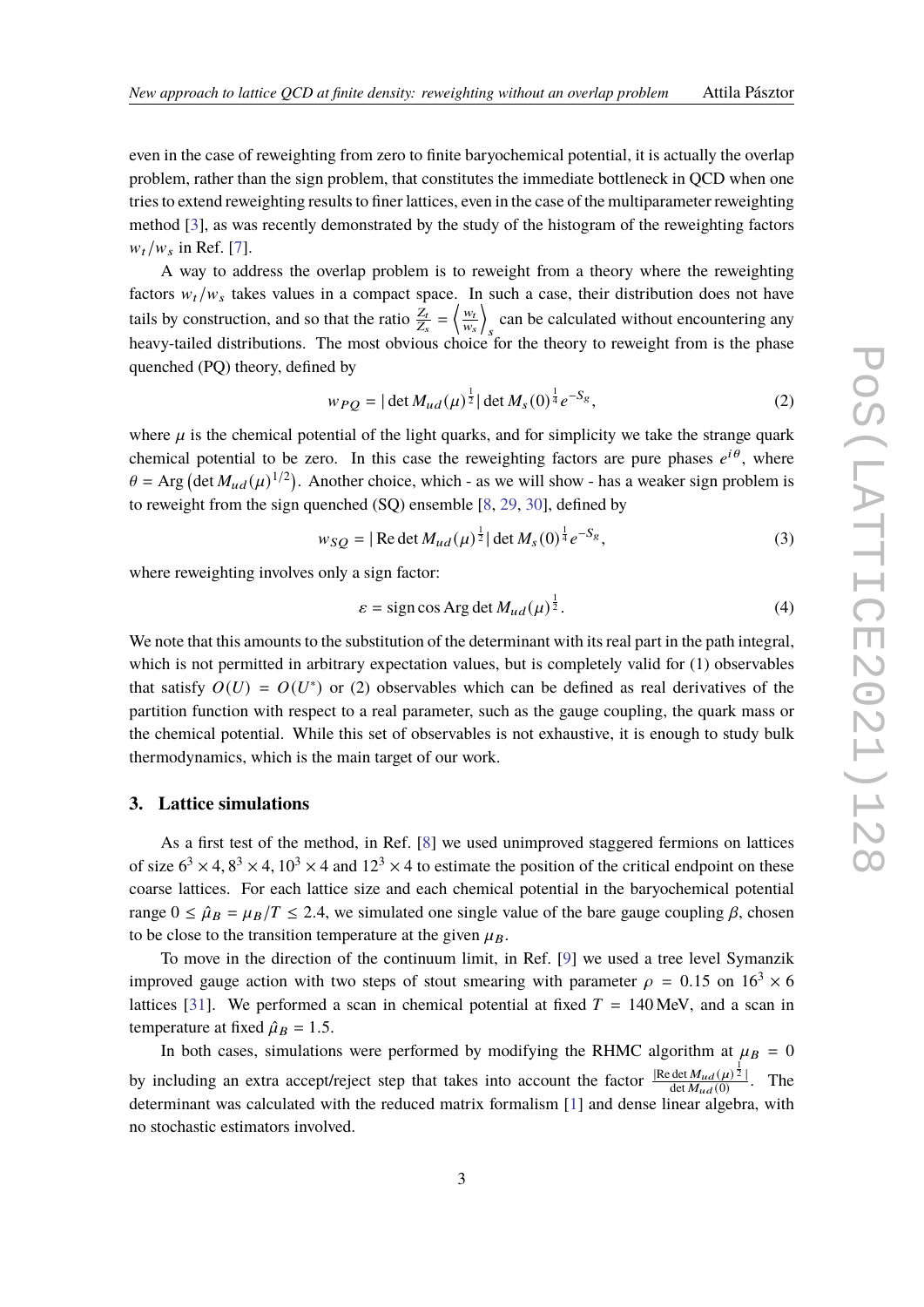even in the case of reweighting from zero to finite baryochemical potential, it is actually the overlap problem, rather than the sign problem, that constitutes the immediate bottleneck in QCD when one tries to extend reweighting results to finer lattices, even in the case of the multiparameter reweighting method [3], as was recently demonstrated by the study of the histogram of the reweighting factors $w_t/w_s$ in Ref. [7].

A way to address the overlap problem is to reweight from a theory where the reweighting factors $w_t/w_s$ takes values in a compact space. In such a case, their distribution does not have tails by construction, and so that the ratio $\frac{Z_t}{Z_s} = \left\langle \frac{w_t}{w_s} \right\rangle_s$ can be calculated without encountering any heavy-tailed distributions. The most obvious choice for the theory to reweight from is the phase quenched (PQ) theory, defined by

$$w_{PQ} = |\det M_{ud}(\mu)^{\frac{1}{2}}| \det M_s(0)^{\frac{1}{4}} e^{-S_g}, \tag{2}$$

where $\mu$ is the chemical potential of the light quarks, and for simplicity we take the strange quark chemical potential to be zero. In this case the reweighting factors are pure phases $e^{i\theta}$, where $\theta = \mathrm{Arg}\left(\det M_{ud}(\mu)^{1/2}\right)$. Another choice, which - as we will show - has a weaker sign problem is to reweight from the sign quenched (SQ) ensemble [8, 29, 30], defined by

$$w_{SQ} = |\,\mathrm{Re}\det M_{ud}(\mu)^{\frac{1}{2}}| \det M_s(0)^{\frac{1}{4}} e^{-S_g}, \tag{3}$$

where reweighting involves only a sign factor:

$$\varepsilon = \mathrm{sign}\cos\mathrm{Arg}\det M_{ud}(\mu)^{\frac{1}{2}}. \tag{4}$$

We note that this amounts to the substitution of the determinant with its real part in the path integral, which is not permitted in arbitrary expectation values, but is completely valid for (1) observables that satisfy $O(U) = O(U^*)$ or (2) observables which can be defined as real derivatives of the partition function with respect to a real parameter, such as the gauge coupling, the quark mass or the chemical potential. While this set of observables is not exhaustive, it is enough to study bulk thermodynamics, which is the main target of our work.

## 3. Lattice simulations

As a first test of the method, in Ref. [8] we used unimproved staggered fermions on lattices of size $6^3 \times 4$, $8^3 \times 4$, $10^3 \times 4$ and $12^3 \times 4$ to estimate the position of the critical endpoint on these coarse lattices. For each lattice size and each chemical potential in the baryochemical potential range $0 \le \hat{\mu}_B = \mu_B/T \le 2.4$, we simulated one single value of the bare gauge coupling $\beta$, chosen to be close to the transition temperature at the given $\mu_B$.

To move in the direction of the continuum limit, in Ref. [9] we used a tree level Symanzik improved gauge action with two steps of stout smearing with parameter $\rho = 0.15$ on $16^3 \times 6$ lattices [31]. We performed a scan in chemical potential at fixed $T = 140\,\mathrm{MeV}$, and a scan in temperature at fixed $\hat{\mu}_B = 1.5$.

In both cases, simulations were performed by modifying the RHMC algorithm at $\mu_B = 0$ by including an extra accept/reject step that takes into account the factor $\frac{|\mathrm{Re}\det M_{ud}(\mu)^{\frac{1}{2}}|}{\det M_{ud}(0)}$. The determinant was calculated with the reduced matrix formalism [1] and dense linear algebra, with no stochastic estimators involved.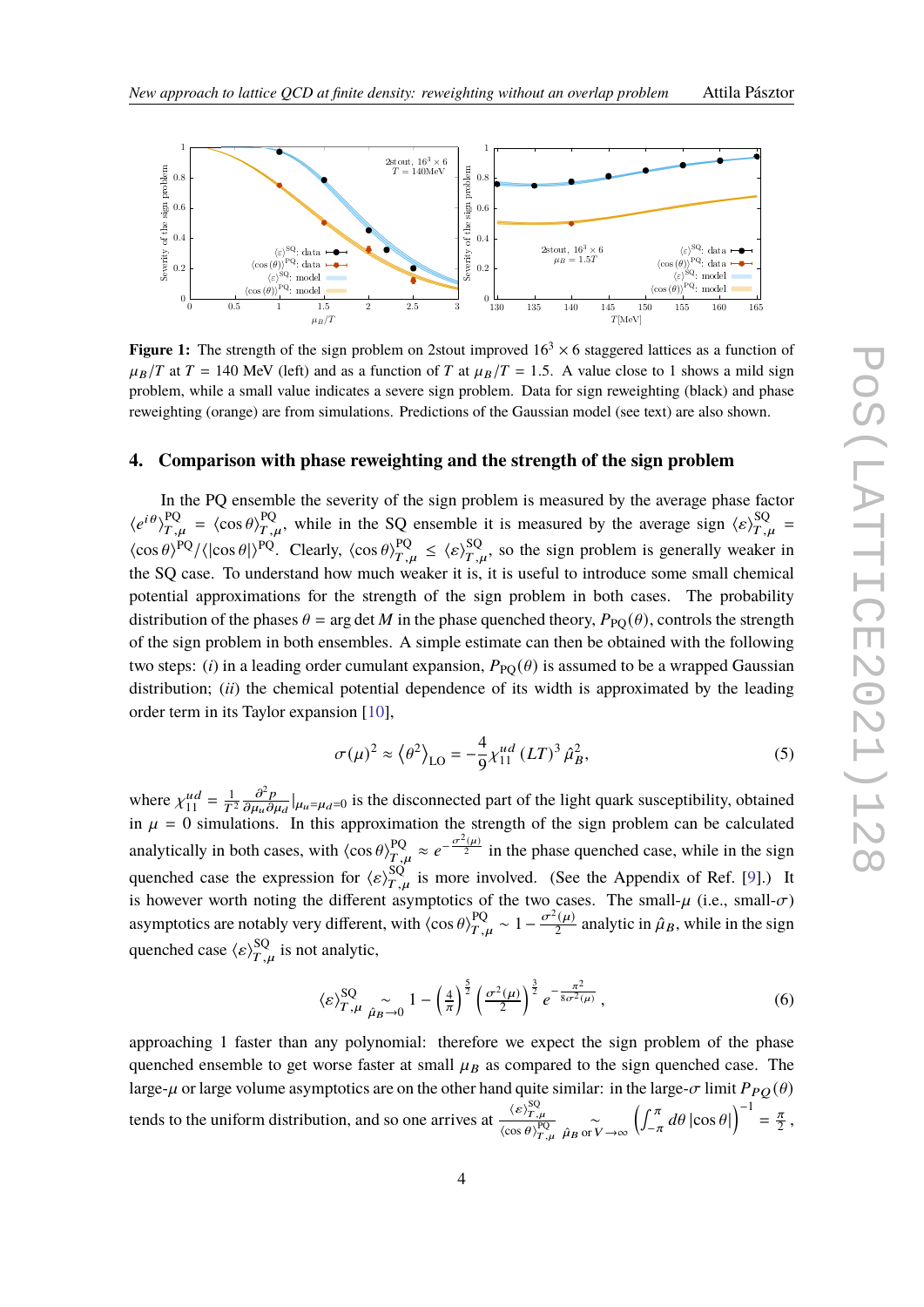**Figure 1:** The strength of the sign problem on 2stout improved $16^3 \times 6$ staggered lattices as a function of $\mu_B/T$ at $T = 140$ MeV (left) and as a function of $T$ at $\mu_B/T = 1.5$. A value close to 1 shows a mild sign problem, while a small value indicates a severe sign problem. Data for sign reweighting (black) and phase reweighting (orange) are from simulations. Predictions of the Gaussian model (see text) are also shown.

## 4. Comparison with phase reweighting and the strength of the sign problem

In the PQ ensemble the severity of the sign problem is measured by the average phase factor $\langle e^{i\theta}\rangle^{\rm PQ}_{T,\mu} = \langle \cos\theta\rangle^{\rm PQ}_{T,\mu}$, while in the SQ ensemble it is measured by the average sign $\langle \varepsilon\rangle^{\rm SQ}_{T,\mu} = \langle \cos\theta\rangle^{\rm PQ}/\langle|\cos\theta|\rangle^{\rm PQ}$. Clearly, $\langle\cos\theta\rangle^{\rm PQ}_{T,\mu} \leq \langle\varepsilon\rangle^{\rm SQ}_{T,\mu}$, so the sign problem is generally weaker in the SQ case. To understand how much weaker it is, it is useful to introduce some small chemical potential approximations for the strength of the sign problem in both cases. The probability distribution of the phases $\theta = \arg\det M$ in the phase quenched theory, $P_{\rm PQ}(\theta)$, controls the strength of the sign problem in both ensembles. A simple estimate can then be obtained with the following two steps: (*i*) in a leading order cumulant expansion, $P_{\rm PQ}(\theta)$ is assumed to be a wrapped Gaussian distribution; (*ii*) the chemical potential dependence of its width is approximated by the leading order term in its Taylor expansion [10],

$$\sigma(\mu)^2 \approx \langle\theta^2\rangle_{\rm LO} = -\frac{4}{9}\chi^{ud}_{11}\,(LT)^3\,\hat\mu_B^2, \tag{5}$$

where $\chi^{ud}_{11} = \frac{1}{T^2}\frac{\partial^2 p}{\partial\mu_u\partial\mu_d}\big|_{\mu_u=\mu_d=0}$ is the disconnected part of the light quark susceptibility, obtained in $\mu = 0$ simulations. In this approximation the strength of the sign problem can be calculated analytically in both cases, with $\langle\cos\theta\rangle^{\rm PQ}_{T,\mu} \approx e^{-\frac{\sigma^2(\mu)}{2}}$ in the phase quenched case, while in the sign quenched case the expression for $\langle\varepsilon\rangle^{\rm SQ}_{T,\mu}$ is more involved. (See the Appendix of Ref. [9].) It is however worth noting the different asymptotics of the two cases. The small-$\mu$ (i.e., small-$\sigma$) asymptotics are notably very different, with $\langle\cos\theta\rangle^{\rm PQ}_{T,\mu} \sim 1 - \frac{\sigma^2(\mu)}{2}$ analytic in $\hat\mu_B$, while in the sign quenched case $\langle\varepsilon\rangle^{\rm SQ}_{T,\mu}$ is not analytic,

$$\langle\varepsilon\rangle^{\rm SQ}_{T,\mu} \underset{\hat\mu_B\to 0}{\sim} 1 - \left(\frac{4}{\pi}\right)^{\frac{5}{2}}\left(\frac{\sigma^2(\mu)}{2}\right)^{\frac{3}{2}} e^{-\frac{\pi^2}{8\sigma^2(\mu)}}, \tag{6}$$

approaching 1 faster than any polynomial: therefore we expect the sign problem of the phase quenched ensemble to get worse faster at small $\mu_B$ as compared to the sign quenched case. The large-$\mu$ or large volume asymptotics are on the other hand quite similar: in the large-$\sigma$ limit $P_{PQ}(\theta)$ tends to the uniform distribution, and so one arrives at $\frac{\langle\varepsilon\rangle^{\rm SQ}_{T,\mu}}{\langle\cos\theta\rangle^{\rm PQ}_{T,\mu}} \underset{\hat\mu_B \text{ or } V\to\infty}{\sim} \left(\int_{-\pi}^{\pi} d\theta\,|\cos\theta|\right)^{-1} = \frac{\pi}{2}$,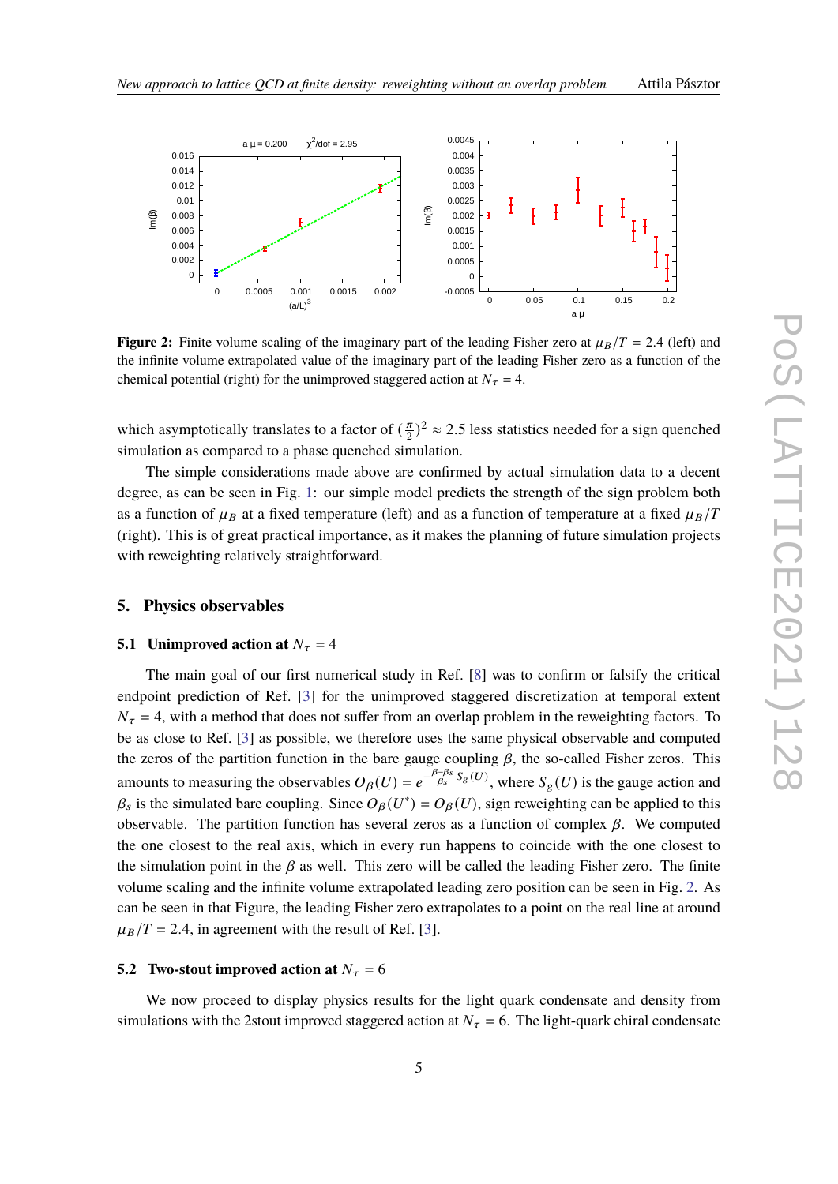**Figure 2:** Finite volume scaling of the imaginary part of the leading Fisher zero at $\mu_B/T = 2.4$ (left) and the infinite volume extrapolated value of the imaginary part of the leading Fisher zero as a function of the chemical potential (right) for the unimproved staggered action at $N_\tau = 4$.

which asymptotically translates to a factor of $(\frac{\pi}{2})^2 \approx 2.5$ less statistics needed for a sign quenched simulation as compared to a phase quenched simulation.

The simple considerations made above are confirmed by actual simulation data to a decent degree, as can be seen in Fig. 1: our simple model predicts the strength of the sign problem both as a function of $\mu_B$ at a fixed temperature (left) and as a function of temperature at a fixed $\mu_B/T$ (right). This is of great practical importance, as it makes the planning of future simulation projects with reweighting relatively straightforward.

## 5. Physics observables

### 5.1 Unimproved action at $N_\tau = 4$

The main goal of our first numerical study in Ref. [8] was to confirm or falsify the critical endpoint prediction of Ref. [3] for the unimproved staggered discretization at temporal extent $N_\tau = 4$, with a method that does not suffer from an overlap problem in the reweighting factors. To be as close to Ref. [3] as possible, we therefore uses the same physical observable and computed the zeros of the partition function in the bare gauge coupling $\beta$, the so-called Fisher zeros. This amounts to measuring the observables $O_\beta(U) = e^{-\frac{\beta-\beta_s}{\beta_s} S_g(U)}$, where $S_g(U)$ is the gauge action and $\beta_s$ is the simulated bare coupling. Since $O_\beta(U^*) = O_\beta(U)$, sign reweighting can be applied to this observable. The partition function has several zeros as a function of complex $\beta$. We computed the one closest to the real axis, which in every run happens to coincide with the one closest to the simulation point in the $\beta$ as well. This zero will be called the leading Fisher zero. The finite volume scaling and the infinite volume extrapolated leading zero position can be seen in Fig. 2. As can be seen in that Figure, the leading Fisher zero extrapolates to a point on the real line at around $\mu_B/T = 2.4$, in agreement with the result of Ref. [3].

### 5.2 Two-stout improved action at $N_\tau = 6$

We now proceed to display physics results for the light quark condensate and density from simulations with the 2stout improved staggered action at $N_\tau = 6$. The light-quark chiral condensate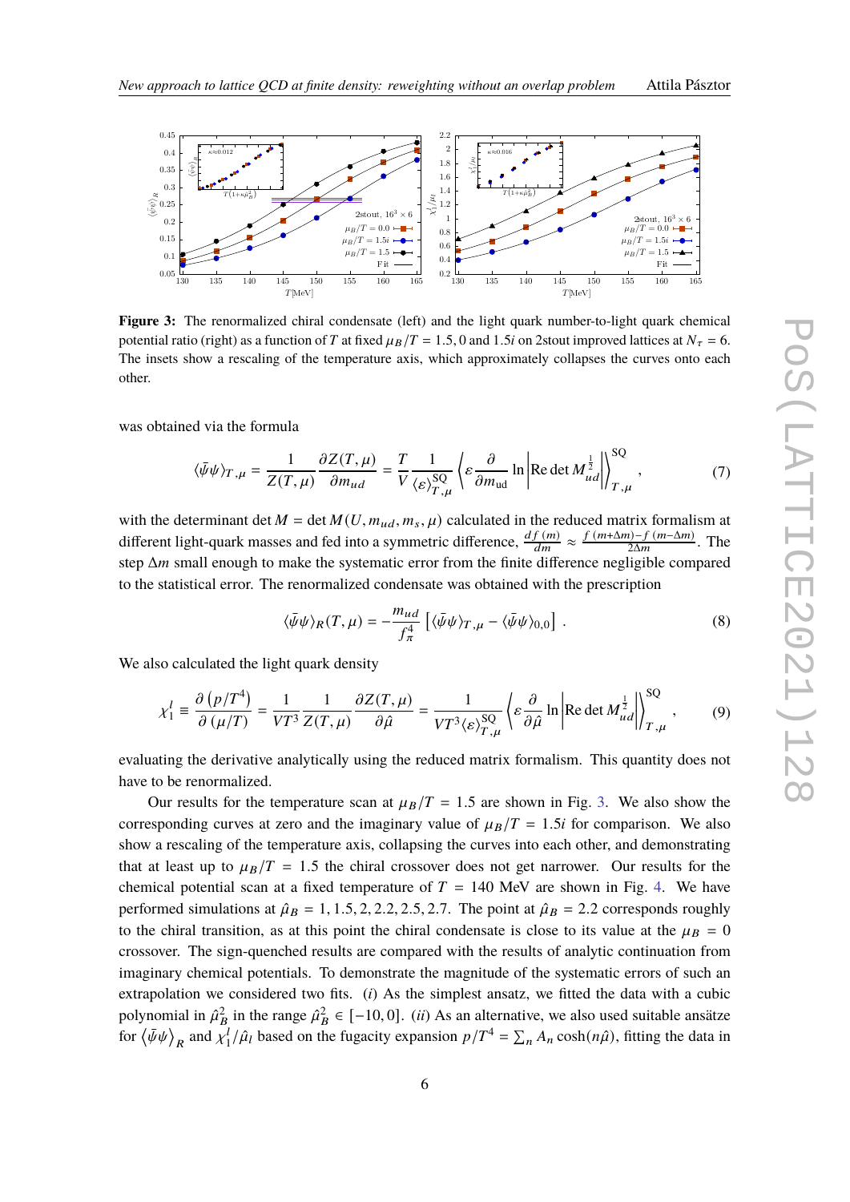**Figure 3:** The renormalized chiral condensate (left) and the light quark number-to-light quark chemical potential ratio (right) as a function of $T$ at fixed $\mu_B/T = 1.5, 0$ and $1.5i$ on 2stout improved lattices at $N_\tau = 6$. The insets show a rescaling of the temperature axis, which approximately collapses the curves onto each other.

was obtained via the formula

$$\langle\bar\psi\psi\rangle_{T,\mu} = \frac{1}{Z(T,\mu)}\frac{\partial Z(T,\mu)}{\partial m_{ud}} = \frac{T}{V}\frac{1}{\langle\varepsilon\rangle^{\rm SQ}_{T,\mu}}\left\langle \varepsilon \frac{\partial}{\partial m_{\rm ud}} \ln \left|\mathrm{Re}\det M_{ud}^{\frac{1}{2}}\right|\right\rangle^{\rm SQ}_{T,\mu}, \tag{7}$$

with the determinant $\det M = \det M(U, m_{ud}, m_s, \mu)$ calculated in the reduced matrix formalism at different light-quark masses and fed into a symmetric difference, $\frac{df(m)}{dm} \approx \frac{f(m+\Delta m)-f(m-\Delta m)}{2\Delta m}$. The step $\Delta m$ small enough to make the systematic error from the finite difference negligible compared to the statistical error. The renormalized condensate was obtained with the prescription

$$\langle\bar\psi\psi\rangle_R(T,\mu) = -\frac{m_{ud}}{f_\pi^4}\left[\langle\bar\psi\psi\rangle_{T,\mu} - \langle\bar\psi\psi\rangle_{0,0}\right]. \tag{8}$$

We also calculated the light quark density

$$\chi_1^l \equiv \frac{\partial\left(p/T^4\right)}{\partial\left(\mu/T\right)} = \frac{1}{VT^3}\frac{1}{Z(T,\mu)}\frac{\partial Z(T,\mu)}{\partial\hat\mu} = \frac{1}{VT^3\langle\varepsilon\rangle^{\rm SQ}_{T,\mu}}\left\langle \varepsilon\frac{\partial}{\partial\hat\mu}\ln\left|\mathrm{Re}\det M_{ud}^{\frac{1}{2}}\right|\right\rangle^{\rm SQ}_{T,\mu}, \tag{9}$$

evaluating the derivative analytically using the reduced matrix formalism. This quantity does not have to be renormalized.

Our results for the temperature scan at $\mu_B/T = 1.5$ are shown in Fig. 3. We also show the corresponding curves at zero and the imaginary value of $\mu_B/T = 1.5i$ for comparison. We also show a rescaling of the temperature axis, collapsing the curves into each other, and demonstrating that at least up to $\mu_B/T = 1.5$ the chiral crossover does not get narrower. Our results for the chemical potential scan at a fixed temperature of $T = 140$ MeV are shown in Fig. 4. We have performed simulations at $\hat\mu_B = 1, 1.5, 2, 2.2, 2.5, 2.7$. The point at $\hat\mu_B = 2.2$ corresponds roughly to the chiral transition, as at this point the chiral condensate is close to its value at the $\mu_B = 0$ crossover. The sign-quenched results are compared with the results of analytic continuation from imaginary chemical potentials. To demonstrate the magnitude of the systematic errors of such an extrapolation we considered two fits. (*i*) As the simplest ansatz, we fitted the data with a cubic polynomial in $\hat\mu_B^2$ in the range $\hat\mu_B^2 \in [-10, 0]$. (*ii*) As an alternative, we also used suitable ansätze for $\langle\bar\psi\psi\rangle_R$ and $\chi_1^l/\hat\mu_l$ based on the fugacity expansion $p/T^4 = \sum_n A_n \cosh(n\hat\mu)$, fitting the data in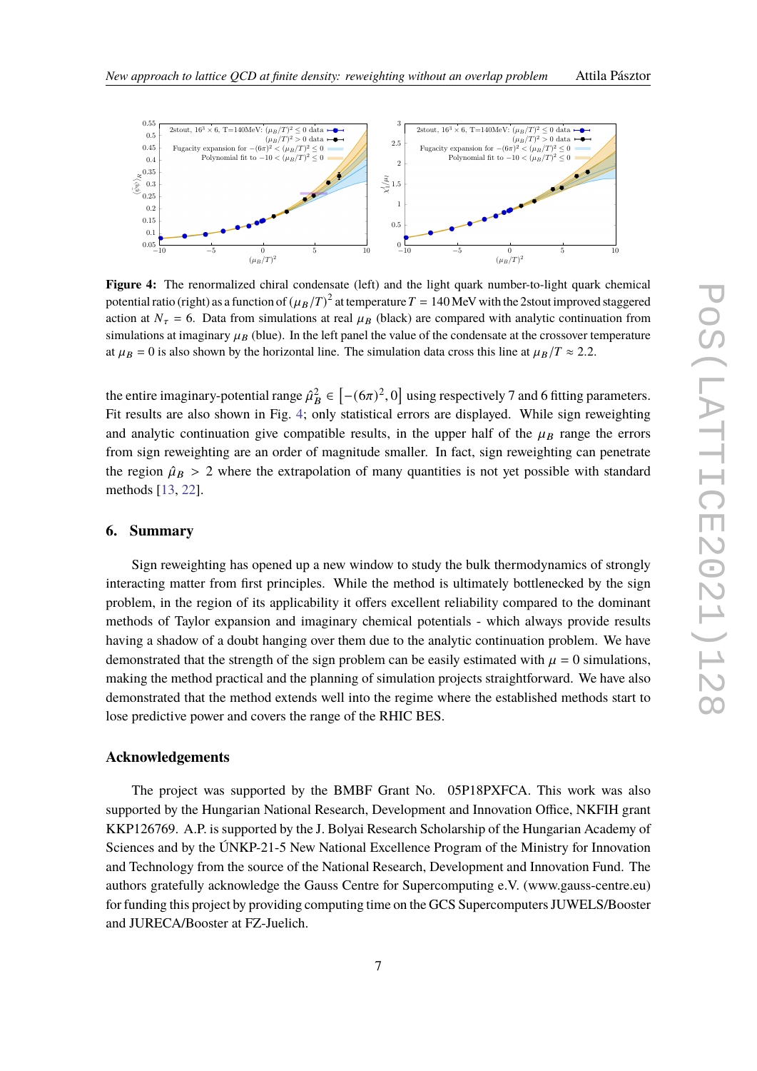**Figure 4:** The renormalized chiral condensate (left) and the light quark number-to-light quark chemical potential ratio (right) as a function of $(\mu_B/T)^2$ at temperature $T = 140$ MeV with the 2stout improved staggered action at $N_\tau = 6$. Data from simulations at real $\mu_B$ (black) are compared with analytic continuation from simulations at imaginary $\mu_B$ (blue). In the left panel the value of the condensate at the crossover temperature at $\mu_B = 0$ is also shown by the horizontal line. The simulation data cross this line at $\mu_B/T \approx 2.2$.

the entire imaginary-potential range $\hat{\mu}_B^2 \in \left[-(6\pi)^2, 0\right]$ using respectively 7 and 6 fitting parameters. Fit results are also shown in Fig. 4; only statistical errors are displayed. While sign reweighting and analytic continuation give compatible results, in the upper half of the $\mu_B$ range the errors from sign reweighting are an order of magnitude smaller. In fact, sign reweighting can penetrate the region $\hat{\mu}_B > 2$ where the extrapolation of many quantities is not yet possible with standard methods [13, 22].

## 6. Summary

Sign reweighting has opened up a new window to study the bulk thermodynamics of strongly interacting matter from first principles. While the method is ultimately bottlenecked by the sign problem, in the region of its applicability it offers excellent reliability compared to the dominant methods of Taylor expansion and imaginary chemical potentials - which always provide results having a shadow of a doubt hanging over them due to the analytic continuation problem. We have demonstrated that the strength of the sign problem can be easily estimated with $\mu = 0$ simulations, making the method practical and the planning of simulation projects straightforward. We have also demonstrated that the method extends well into the regime where the established methods start to lose predictive power and covers the range of the RHIC BES.

## Acknowledgements

The project was supported by the BMBF Grant No. 05P18PXFCA. This work was also supported by the Hungarian National Research, Development and Innovation Office, NKFIH grant KKP126769. A.P. is supported by the J. Bolyai Research Scholarship of the Hungarian Academy of Sciences and by the ÚNKP-21-5 New National Excellence Program of the Ministry for Innovation and Technology from the source of the National Research, Development and Innovation Fund. The authors gratefully acknowledge the Gauss Centre for Supercomputing e.V. (www.gauss-centre.eu) for funding this project by providing computing time on the GCS Supercomputers JUWELS/Booster and JURECA/Booster at FZ-Juelich.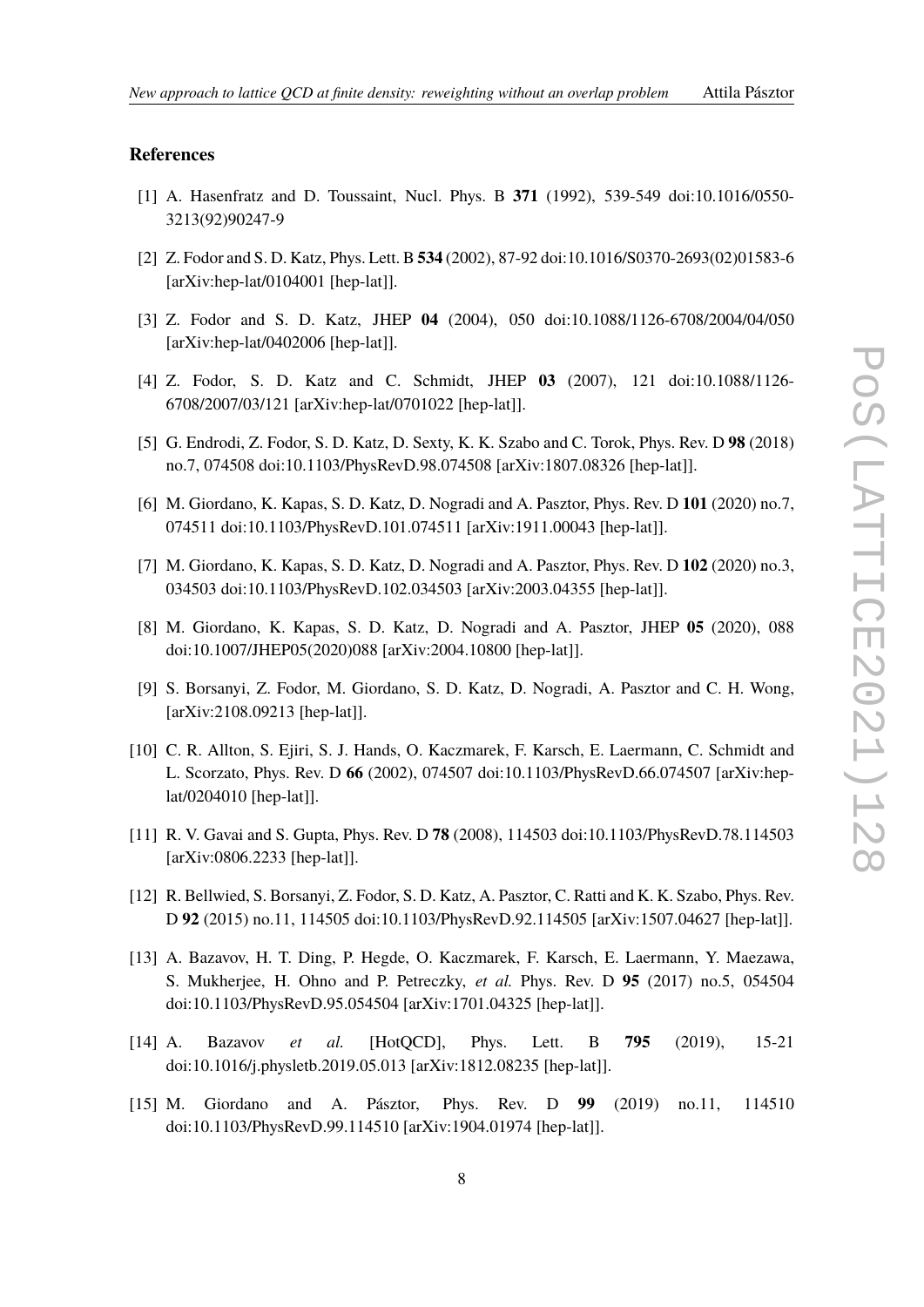## References

[1] A. Hasenfratz and D. Toussaint, Nucl. Phys. B **371** (1992), 539-549 doi:10.1016/0550-3213(92)90247-9

[2] Z. Fodor and S. D. Katz, Phys. Lett. B **534** (2002), 87-92 doi:10.1016/S0370-2693(02)01583-6 [arXiv:hep-lat/0104001 [hep-lat]].

[3] Z. Fodor and S. D. Katz, JHEP **04** (2004), 050 doi:10.1088/1126-6708/2004/04/050 [arXiv:hep-lat/0402006 [hep-lat]].

[4] Z. Fodor, S. D. Katz and C. Schmidt, JHEP **03** (2007), 121 doi:10.1088/1126-6708/2007/03/121 [arXiv:hep-lat/0701022 [hep-lat]].

[5] G. Endrodi, Z. Fodor, S. D. Katz, D. Sexty, K. K. Szabo and C. Torok, Phys. Rev. D **98** (2018) no.7, 074508 doi:10.1103/PhysRevD.98.074508 [arXiv:1807.08326 [hep-lat]].

[6] M. Giordano, K. Kapas, S. D. Katz, D. Nogradi and A. Pasztor, Phys. Rev. D **101** (2020) no.7, 074511 doi:10.1103/PhysRevD.101.074511 [arXiv:1911.00043 [hep-lat]].

[7] M. Giordano, K. Kapas, S. D. Katz, D. Nogradi and A. Pasztor, Phys. Rev. D **102** (2020) no.3, 034503 doi:10.1103/PhysRevD.102.034503 [arXiv:2003.04355 [hep-lat]].

[8] M. Giordano, K. Kapas, S. D. Katz, D. Nogradi and A. Pasztor, JHEP **05** (2020), 088 doi:10.1007/JHEP05(2020)088 [arXiv:2004.10800 [hep-lat]].

[9] S. Borsanyi, Z. Fodor, M. Giordano, S. D. Katz, D. Nogradi, A. Pasztor and C. H. Wong, [arXiv:2108.09213 [hep-lat]].

[10] C. R. Allton, S. Ejiri, S. J. Hands, O. Kaczmarek, F. Karsch, E. Laermann, C. Schmidt and L. Scorzato, Phys. Rev. D **66** (2002), 074507 doi:10.1103/PhysRevD.66.074507 [arXiv:hep-lat/0204010 [hep-lat]].

[11] R. V. Gavai and S. Gupta, Phys. Rev. D **78** (2008), 114503 doi:10.1103/PhysRevD.78.114503 [arXiv:0806.2233 [hep-lat]].

[12] R. Bellwied, S. Borsanyi, Z. Fodor, S. D. Katz, A. Pasztor, C. Ratti and K. K. Szabo, Phys. Rev. D **92** (2015) no.11, 114505 doi:10.1103/PhysRevD.92.114505 [arXiv:1507.04627 [hep-lat]].

[13] A. Bazavov, H. T. Ding, P. Hegde, O. Kaczmarek, F. Karsch, E. Laermann, Y. Maezawa, S. Mukherjee, H. Ohno and P. Petreczky, *et al.* Phys. Rev. D **95** (2017) no.5, 054504 doi:10.1103/PhysRevD.95.054504 [arXiv:1701.04325 [hep-lat]].

[14] A. Bazavov *et al.* [HotQCD], Phys. Lett. B **795** (2019), 15-21 doi:10.1016/j.physletb.2019.05.013 [arXiv:1812.08235 [hep-lat]].

[15] M. Giordano and A. Pásztor, Phys. Rev. D **99** (2019) no.11, 114510 doi:10.1103/PhysRevD.99.114510 [arXiv:1904.01974 [hep-lat]].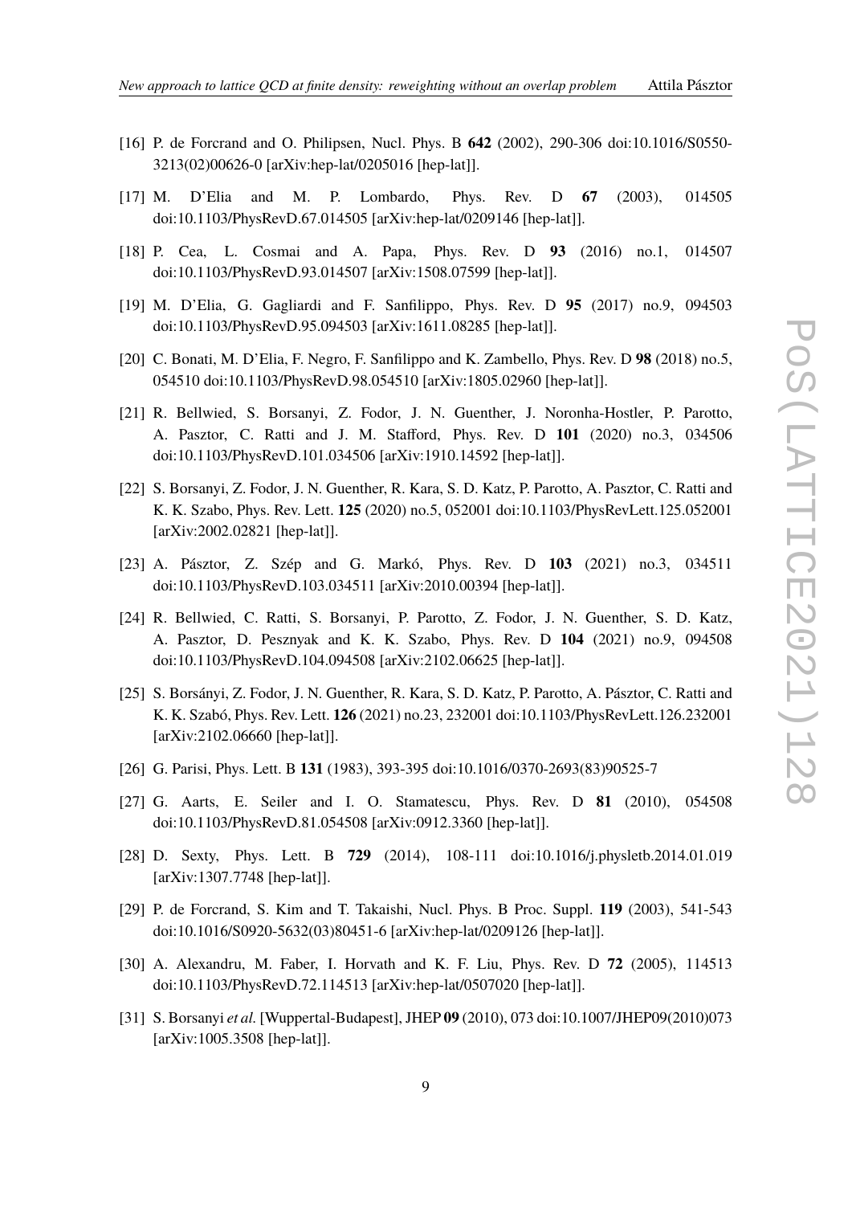[16] P. de Forcrand and O. Philipsen, Nucl. Phys. B **642** (2002), 290-306 doi:10.1016/S0550-3213(02)00626-0 [arXiv:hep-lat/0205016 [hep-lat]].

[17] M. D'Elia and M. P. Lombardo, Phys. Rev. D **67** (2003), 014505 doi:10.1103/PhysRevD.67.014505 [arXiv:hep-lat/0209146 [hep-lat]].

[18] P. Cea, L. Cosmai and A. Papa, Phys. Rev. D **93** (2016) no.1, 014507 doi:10.1103/PhysRevD.93.014507 [arXiv:1508.07599 [hep-lat]].

[19] M. D'Elia, G. Gagliardi and F. Sanfilippo, Phys. Rev. D **95** (2017) no.9, 094503 doi:10.1103/PhysRevD.95.094503 [arXiv:1611.08285 [hep-lat]].

[20] C. Bonati, M. D'Elia, F. Negro, F. Sanfilippo and K. Zambello, Phys. Rev. D **98** (2018) no.5, 054510 doi:10.1103/PhysRevD.98.054510 [arXiv:1805.02960 [hep-lat]].

[21] R. Bellwied, S. Borsanyi, Z. Fodor, J. N. Guenther, J. Noronha-Hostler, P. Parotto, A. Pasztor, C. Ratti and J. M. Stafford, Phys. Rev. D **101** (2020) no.3, 034506 doi:10.1103/PhysRevD.101.034506 [arXiv:1910.14592 [hep-lat]].

[22] S. Borsanyi, Z. Fodor, J. N. Guenther, R. Kara, S. D. Katz, P. Parotto, A. Pasztor, C. Ratti and K. K. Szabo, Phys. Rev. Lett. **125** (2020) no.5, 052001 doi:10.1103/PhysRevLett.125.052001 [arXiv:2002.02821 [hep-lat]].

[23] A. Pásztor, Z. Szép and G. Markó, Phys. Rev. D **103** (2021) no.3, 034511 doi:10.1103/PhysRevD.103.034511 [arXiv:2010.00394 [hep-lat]].

[24] R. Bellwied, C. Ratti, S. Borsanyi, P. Parotto, Z. Fodor, J. N. Guenther, S. D. Katz, A. Pasztor, D. Pesznyak and K. K. Szabo, Phys. Rev. D **104** (2021) no.9, 094508 doi:10.1103/PhysRevD.104.094508 [arXiv:2102.06625 [hep-lat]].

[25] S. Borsányi, Z. Fodor, J. N. Guenther, R. Kara, S. D. Katz, P. Parotto, A. Pásztor, C. Ratti and K. K. Szabó, Phys. Rev. Lett. **126** (2021) no.23, 232001 doi:10.1103/PhysRevLett.126.232001 [arXiv:2102.06660 [hep-lat]].

[26] G. Parisi, Phys. Lett. B **131** (1983), 393-395 doi:10.1016/0370-2693(83)90525-7

[27] G. Aarts, E. Seiler and I. O. Stamatescu, Phys. Rev. D **81** (2010), 054508 doi:10.1103/PhysRevD.81.054508 [arXiv:0912.3360 [hep-lat]].

[28] D. Sexty, Phys. Lett. B **729** (2014), 108-111 doi:10.1016/j.physletb.2014.01.019 [arXiv:1307.7748 [hep-lat]].

[29] P. de Forcrand, S. Kim and T. Takaishi, Nucl. Phys. B Proc. Suppl. **119** (2003), 541-543 doi:10.1016/S0920-5632(03)80451-6 [arXiv:hep-lat/0209126 [hep-lat]].

[30] A. Alexandru, M. Faber, I. Horvath and K. F. Liu, Phys. Rev. D **72** (2005), 114513 doi:10.1103/PhysRevD.72.114513 [arXiv:hep-lat/0507020 [hep-lat]].

[31] S. Borsanyi *et al.* [Wuppertal-Budapest], JHEP **09** (2010), 073 doi:10.1007/JHEP09(2010)073 [arXiv:1005.3508 [hep-lat]].